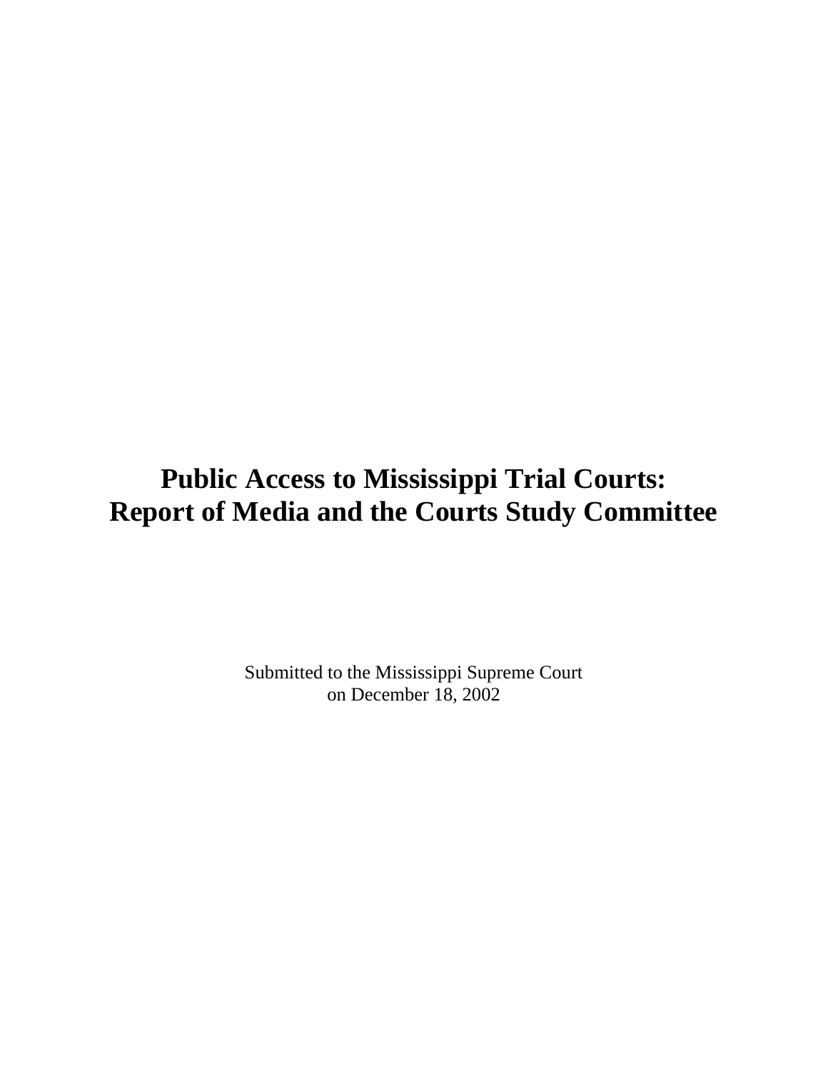# Public Access to Mississippi Trial Courts: Report of Media and the Courts Study Committee

Submitted to the Mississippi Supreme Court
on December 18, 2002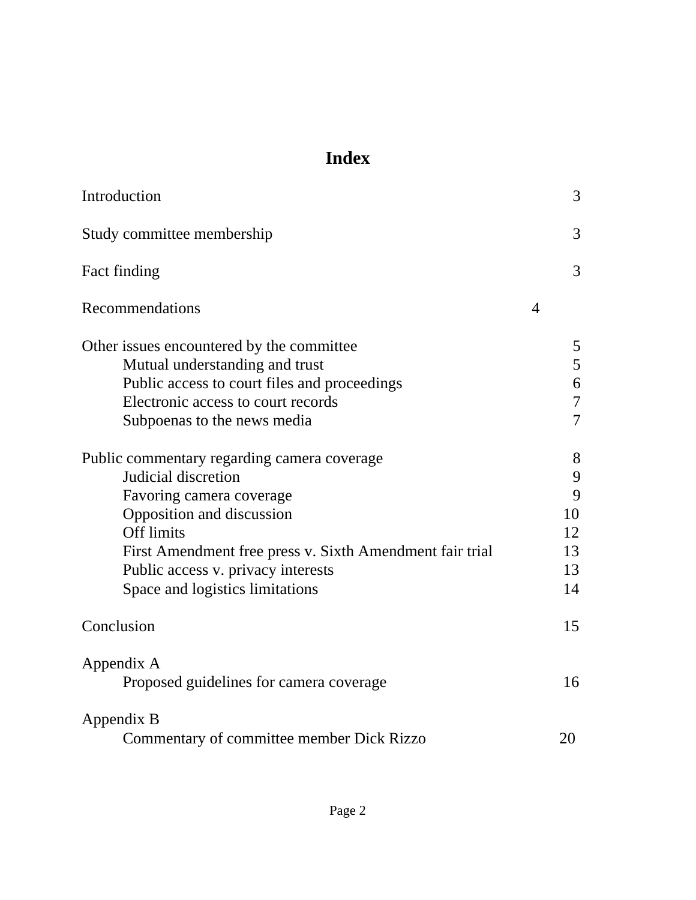# Index

| | |
|---|---|
| Introduction | 3 |
| Study committee membership | 3 |
| Fact finding | 3 |
| Recommendations | 4 |
| Other issues encountered by the committee | 5 |
| Mutual understanding and trust | 5 |
| Public access to court files and proceedings | 6 |
| Electronic access to court records | 7 |
| Subpoenas to the news media | 7 |
| Public commentary regarding camera coverage | 8 |
| Judicial discretion | 9 |
| Favoring camera coverage | 9 |
| Opposition and discussion | 10 |
| Off limits | 12 |
| First Amendment free press v. Sixth Amendment fair trial | 13 |
| Public access v. privacy interests | 13 |
| Space and logistics limitations | 14 |
| Conclusion | 15 |
| Appendix A | |
| Proposed guidelines for camera coverage | 16 |
| Appendix B | |
| Commentary of committee member Dick Rizzo | 20 |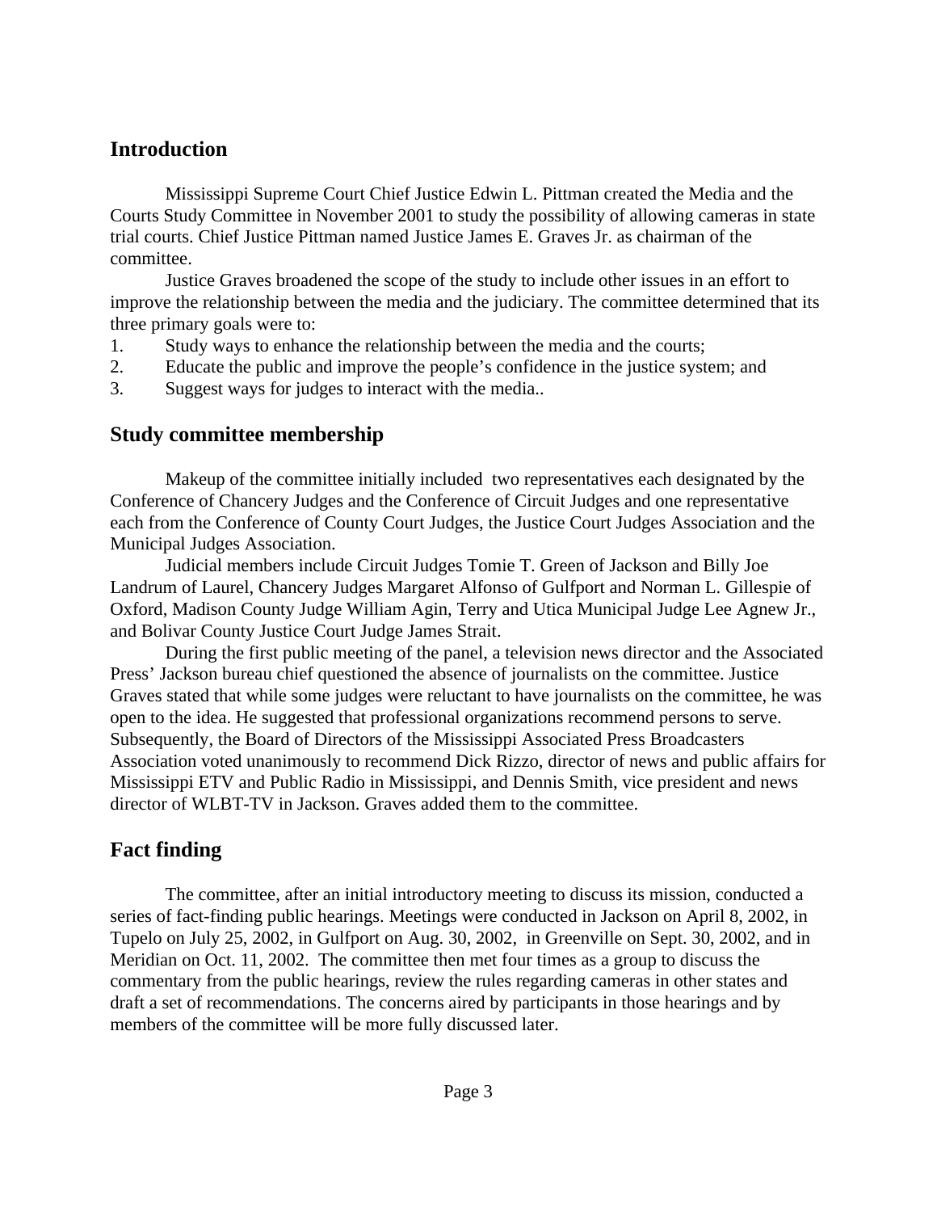## Introduction

Mississippi Supreme Court Chief Justice Edwin L. Pittman created the Media and the Courts Study Committee in November 2001 to study the possibility of allowing cameras in state trial courts. Chief Justice Pittman named Justice James E. Graves Jr. as chairman of the committee.

Justice Graves broadened the scope of the study to include other issues in an effort to improve the relationship between the media and the judiciary. The committee determined that its three primary goals were to:

1. Study ways to enhance the relationship between the media and the courts;
2. Educate the public and improve the people's confidence in the justice system; and
3. Suggest ways for judges to interact with the media..

## Study committee membership

Makeup of the committee initially included two representatives each designated by the Conference of Chancery Judges and the Conference of Circuit Judges and one representative each from the Conference of County Court Judges, the Justice Court Judges Association and the Municipal Judges Association.

Judicial members include Circuit Judges Tomie T. Green of Jackson and Billy Joe Landrum of Laurel, Chancery Judges Margaret Alfonso of Gulfport and Norman L. Gillespie of Oxford, Madison County Judge William Agin, Terry and Utica Municipal Judge Lee Agnew Jr., and Bolivar County Justice Court Judge James Strait.

During the first public meeting of the panel, a television news director and the Associated Press' Jackson bureau chief questioned the absence of journalists on the committee. Justice Graves stated that while some judges were reluctant to have journalists on the committee, he was open to the idea. He suggested that professional organizations recommend persons to serve. Subsequently, the Board of Directors of the Mississippi Associated Press Broadcasters Association voted unanimously to recommend Dick Rizzo, director of news and public affairs for Mississippi ETV and Public Radio in Mississippi, and Dennis Smith, vice president and news director of WLBT-TV in Jackson. Graves added them to the committee.

## Fact finding

The committee, after an initial introductory meeting to discuss its mission, conducted a series of fact-finding public hearings. Meetings were conducted in Jackson on April 8, 2002, in Tupelo on July 25, 2002, in Gulfport on Aug. 30, 2002, in Greenville on Sept. 30, 2002, and in Meridian on Oct. 11, 2002. The committee then met four times as a group to discuss the commentary from the public hearings, review the rules regarding cameras in other states and draft a set of recommendations. The concerns aired by participants in those hearings and by members of the committee will be more fully discussed later.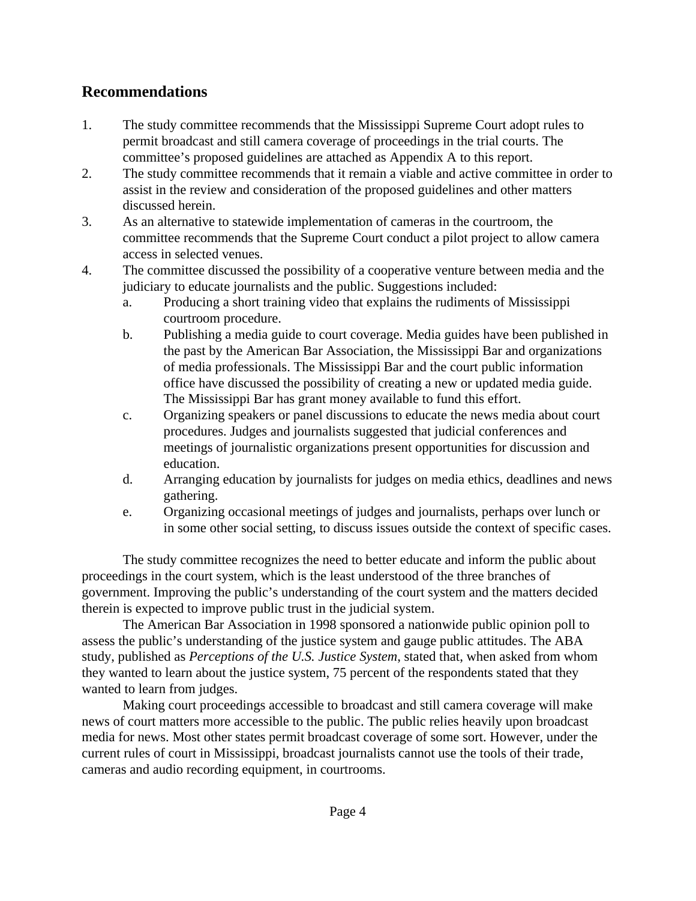## Recommendations

1. The study committee recommends that the Mississippi Supreme Court adopt rules to permit broadcast and still camera coverage of proceedings in the trial courts. The committee's proposed guidelines are attached as Appendix A to this report.
2. The study committee recommends that it remain a viable and active committee in order to assist in the review and consideration of the proposed guidelines and other matters discussed herein.
3. As an alternative to statewide implementation of cameras in the courtroom, the committee recommends that the Supreme Court conduct a pilot project to allow camera access in selected venues.
4. The committee discussed the possibility of a cooperative venture between media and the judiciary to educate journalists and the public. Suggestions included:
   a. Producing a short training video that explains the rudiments of Mississippi courtroom procedure.
   b. Publishing a media guide to court coverage. Media guides have been published in the past by the American Bar Association, the Mississippi Bar and organizations of media professionals. The Mississippi Bar and the court public information office have discussed the possibility of creating a new or updated media guide. The Mississippi Bar has grant money available to fund this effort.
   c. Organizing speakers or panel discussions to educate the news media about court procedures. Judges and journalists suggested that judicial conferences and meetings of journalistic organizations present opportunities for discussion and education.
   d. Arranging education by journalists for judges on media ethics, deadlines and news gathering.
   e. Organizing occasional meetings of judges and journalists, perhaps over lunch or in some other social setting, to discuss issues outside the context of specific cases.

The study committee recognizes the need to better educate and inform the public about proceedings in the court system, which is the least understood of the three branches of government. Improving the public's understanding of the court system and the matters decided therein is expected to improve public trust in the judicial system.

The American Bar Association in 1998 sponsored a nationwide public opinion poll to assess the public's understanding of the justice system and gauge public attitudes. The ABA study, published as *Perceptions of the U.S. Justice System*, stated that, when asked from whom they wanted to learn about the justice system, 75 percent of the respondents stated that they wanted to learn from judges.

Making court proceedings accessible to broadcast and still camera coverage will make news of court matters more accessible to the public. The public relies heavily upon broadcast media for news. Most other states permit broadcast coverage of some sort. However, under the current rules of court in Mississippi, broadcast journalists cannot use the tools of their trade, cameras and audio recording equipment, in courtrooms.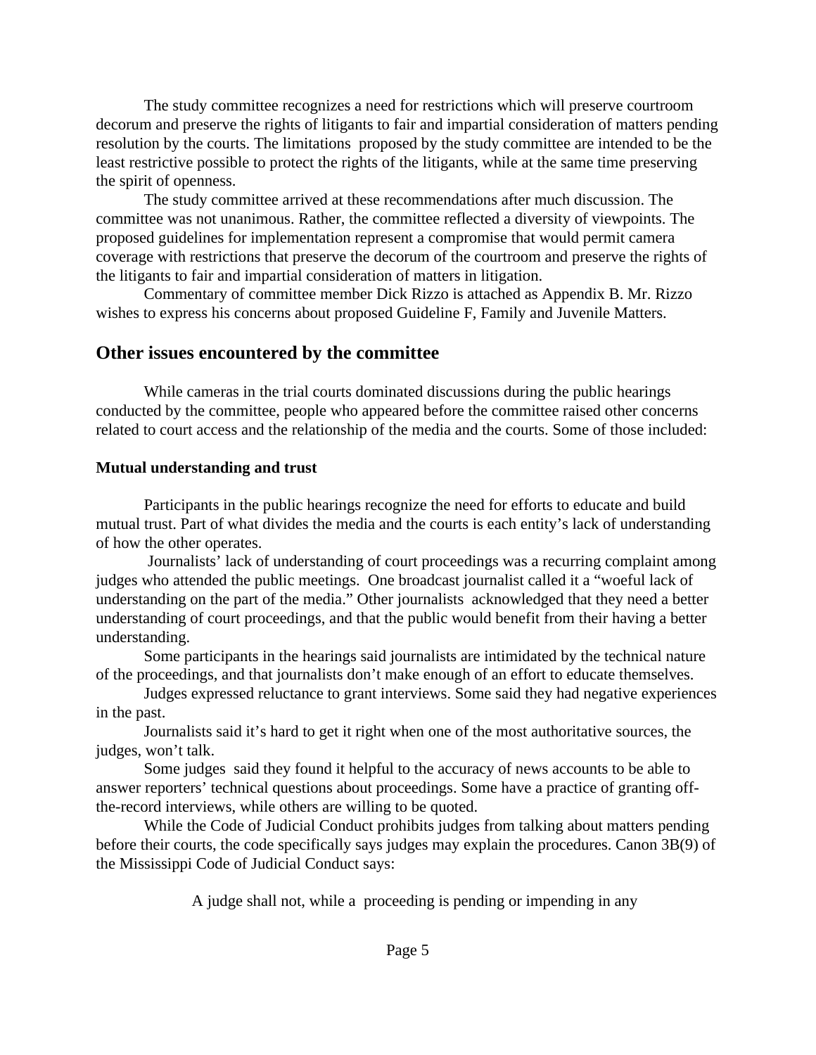The study committee recognizes a need for restrictions which will preserve courtroom decorum and preserve the rights of litigants to fair and impartial consideration of matters pending resolution by the courts. The limitations proposed by the study committee are intended to be the least restrictive possible to protect the rights of the litigants, while at the same time preserving the spirit of openness.

The study committee arrived at these recommendations after much discussion. The committee was not unanimous. Rather, the committee reflected a diversity of viewpoints. The proposed guidelines for implementation represent a compromise that would permit camera coverage with restrictions that preserve the decorum of the courtroom and preserve the rights of the litigants to fair and impartial consideration of matters in litigation.

Commentary of committee member Dick Rizzo is attached as Appendix B. Mr. Rizzo wishes to express his concerns about proposed Guideline F, Family and Juvenile Matters.

## Other issues encountered by the committee

While cameras in the trial courts dominated discussions during the public hearings conducted by the committee, people who appeared before the committee raised other concerns related to court access and the relationship of the media and the courts. Some of those included:

### Mutual understanding and trust

Participants in the public hearings recognize the need for efforts to educate and build mutual trust. Part of what divides the media and the courts is each entity's lack of understanding of how the other operates.

Journalists' lack of understanding of court proceedings was a recurring complaint among judges who attended the public meetings. One broadcast journalist called it a "woeful lack of understanding on the part of the media." Other journalists acknowledged that they need a better understanding of court proceedings, and that the public would benefit from their having a better understanding.

Some participants in the hearings said journalists are intimidated by the technical nature of the proceedings, and that journalists don't make enough of an effort to educate themselves.

Judges expressed reluctance to grant interviews. Some said they had negative experiences in the past.

Journalists said it's hard to get it right when one of the most authoritative sources, the judges, won't talk.

Some judges said they found it helpful to the accuracy of news accounts to be able to answer reporters' technical questions about proceedings. Some have a practice of granting off-the-record interviews, while others are willing to be quoted.

While the Code of Judicial Conduct prohibits judges from talking about matters pending before their courts, the code specifically says judges may explain the procedures. Canon 3B(9) of the Mississippi Code of Judicial Conduct says:

> A judge shall not, while a proceeding is pending or impending in any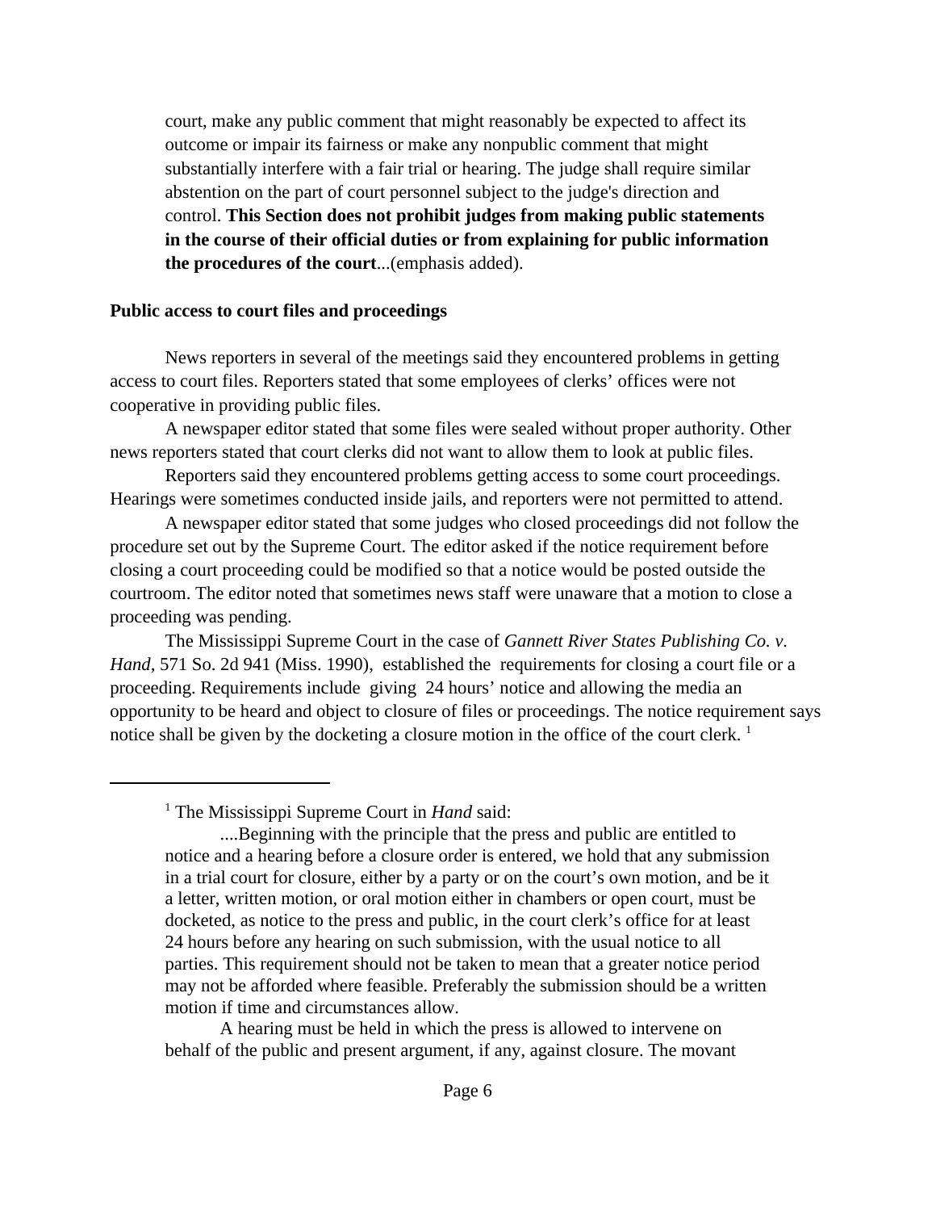> court, make any public comment that might reasonably be expected to affect its outcome or impair its fairness or make any nonpublic comment that might substantially interfere with a fair trial or hearing. The judge shall require similar abstention on the part of court personnel subject to the judge's direction and control. **This Section does not prohibit judges from making public statements in the course of their official duties or from explaining for public information the procedures of the court**...(emphasis added).

**Public access to court files and proceedings**

News reporters in several of the meetings said they encountered problems in getting access to court files. Reporters stated that some employees of clerks' offices were not cooperative in providing public files.

A newspaper editor stated that some files were sealed without proper authority. Other news reporters stated that court clerks did not want to allow them to look at public files.

Reporters said they encountered problems getting access to some court proceedings. Hearings were sometimes conducted inside jails, and reporters were not permitted to attend.

A newspaper editor stated that some judges who closed proceedings did not follow the procedure set out by the Supreme Court. The editor asked if the notice requirement before closing a court proceeding could be modified so that a notice would be posted outside the courtroom. The editor noted that sometimes news staff were unaware that a motion to close a proceeding was pending.

The Mississippi Supreme Court in the case of *Gannett River States Publishing Co. v. Hand*, 571 So. 2d 941 (Miss. 1990), established the requirements for closing a court file or a proceeding. Requirements include giving 24 hours' notice and allowing the media an opportunity to be heard and object to closure of files or proceedings. The notice requirement says notice shall be given by the docketing a closure motion in the office of the court clerk. [1]

---

[1] The Mississippi Supreme Court in *Hand* said:

> ....Beginning with the principle that the press and public are entitled to notice and a hearing before a closure order is entered, we hold that any submission in a trial court for closure, either by a party or on the court's own motion, and be it a letter, written motion, or oral motion either in chambers or open court, must be docketed, as notice to the press and public, in the court clerk's office for at least 24 hours before any hearing on such submission, with the usual notice to all parties. This requirement should not be taken to mean that a greater notice period may not be afforded where feasible. Preferably the submission should be a written motion if time and circumstances allow.
>
> A hearing must be held in which the press is allowed to intervene on behalf of the public and present argument, if any, against closure. The movant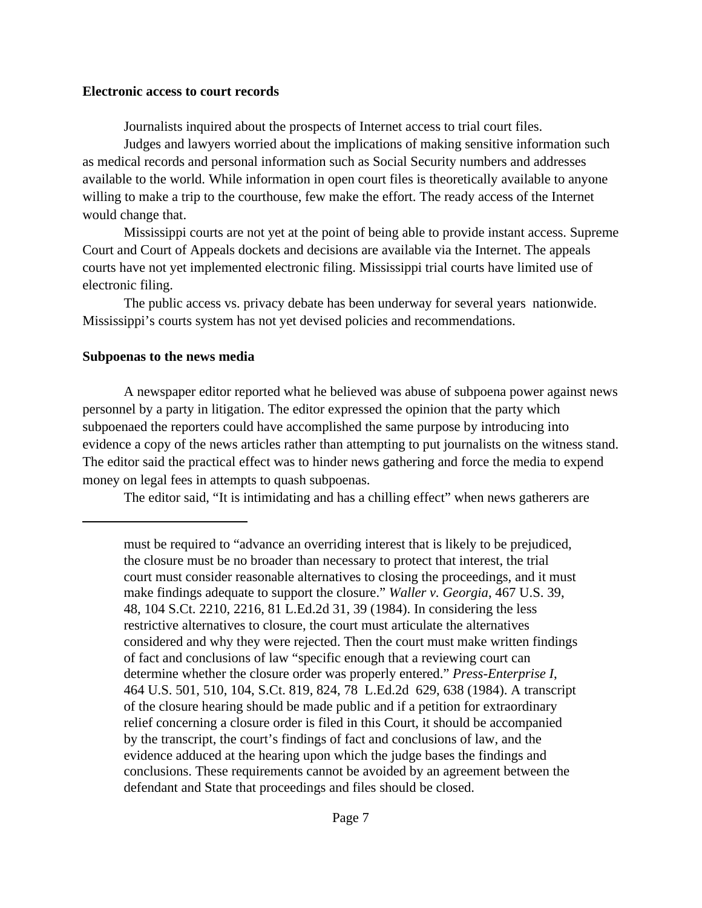**Electronic access to court records**

Journalists inquired about the prospects of Internet access to trial court files.

Judges and lawyers worried about the implications of making sensitive information such as medical records and personal information such as Social Security numbers and addresses available to the world. While information in open court files is theoretically available to anyone willing to make a trip to the courthouse, few make the effort. The ready access of the Internet would change that.

Mississippi courts are not yet at the point of being able to provide instant access. Supreme Court and Court of Appeals dockets and decisions are available via the Internet. The appeals courts have not yet implemented electronic filing. Mississippi trial courts have limited use of electronic filing.

The public access vs. privacy debate has been underway for several years nationwide. Mississippi's courts system has not yet devised policies and recommendations.

**Subpoenas to the news media**

A newspaper editor reported what he believed was abuse of subpoena power against news personnel by a party in litigation. The editor expressed the opinion that the party which subpoenaed the reporters could have accomplished the same purpose by introducing into evidence a copy of the news articles rather than attempting to put journalists on the witness stand. The editor said the practical effect was to hinder news gathering and force the media to expend money on legal fees in attempts to quash subpoenas.

The editor said, "It is intimidating and has a chilling effect" when news gatherers are

---

must be required to "advance an overriding interest that is likely to be prejudiced, the closure must be no broader than necessary to protect that interest, the trial court must consider reasonable alternatives to closing the proceedings, and it must make findings adequate to support the closure." *Waller v. Georgia*, 467 U.S. 39, 48, 104 S.Ct. 2210, 2216, 81 L.Ed.2d 31, 39 (1984). In considering the less restrictive alternatives to closure, the court must articulate the alternatives considered and why they were rejected. Then the court must make written findings of fact and conclusions of law "specific enough that a reviewing court can determine whether the closure order was properly entered." *Press-Enterprise I*, 464 U.S. 501, 510, 104, S.Ct. 819, 824, 78 L.Ed.2d 629, 638 (1984). A transcript of the closure hearing should be made public and if a petition for extraordinary relief concerning a closure order is filed in this Court, it should be accompanied by the transcript, the court's findings of fact and conclusions of law, and the evidence adduced at the hearing upon which the judge bases the findings and conclusions. These requirements cannot be avoided by an agreement between the defendant and State that proceedings and files should be closed.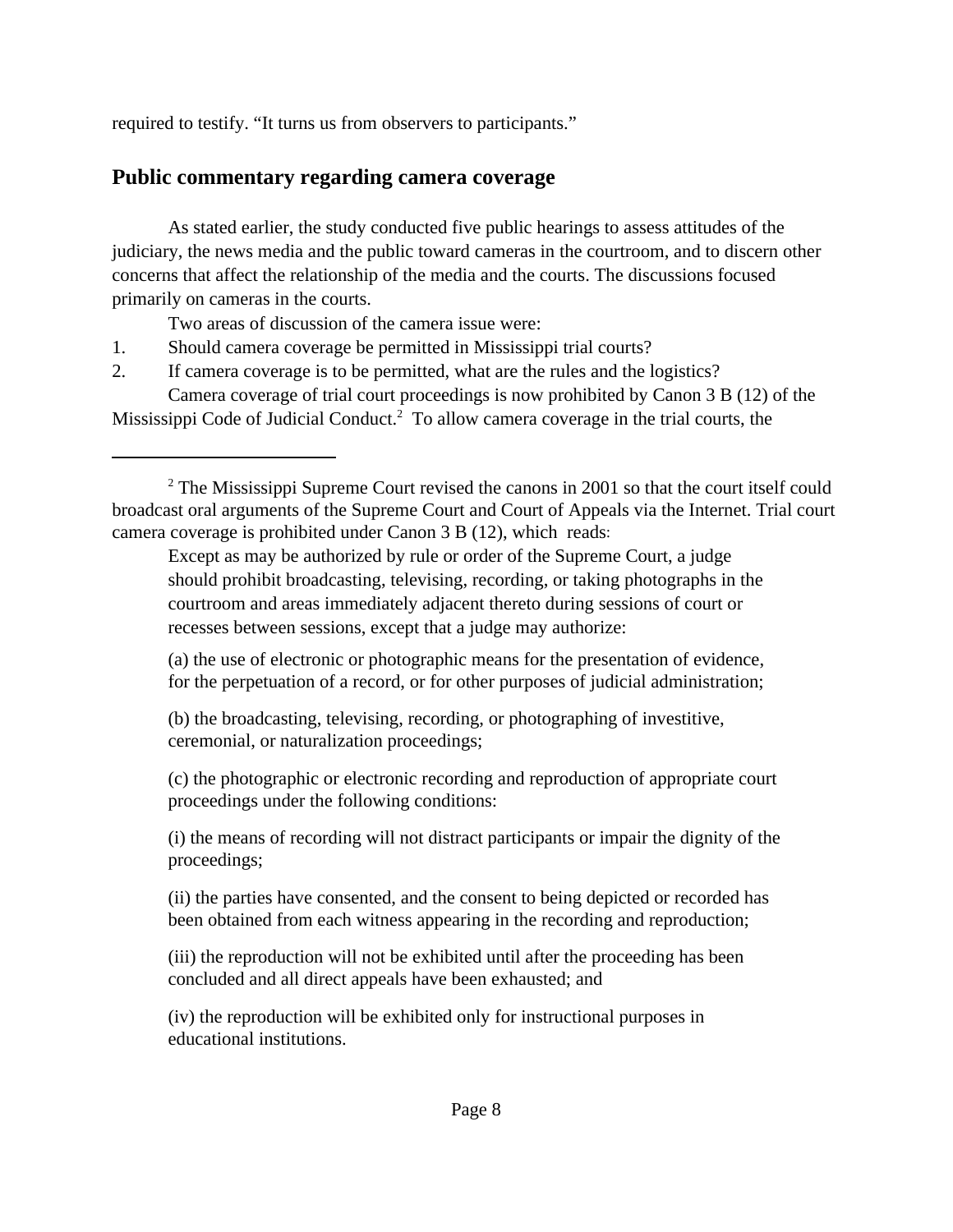required to testify. “It turns us from observers to participants.”

## Public commentary regarding camera coverage

As stated earlier, the study conducted five public hearings to assess attitudes of the judiciary, the news media and the public toward cameras in the courtroom, and to discern other concerns that affect the relationship of the media and the courts. The discussions focused primarily on cameras in the courts.

Two areas of discussion of the camera issue were:

1. Should camera coverage be permitted in Mississippi trial courts?
2. If camera coverage is to be permitted, what are the rules and the logistics?

Camera coverage of trial court proceedings is now prohibited by Canon 3 B (12) of the Mississippi Code of Judicial Conduct.[2] To allow camera coverage in the trial courts, the

---

[2] The Mississippi Supreme Court revised the canons in 2001 so that the court itself could broadcast oral arguments of the Supreme Court and Court of Appeals via the Internet. Trial court camera coverage is prohibited under Canon 3 B (12), which reads:

> Except as may be authorized by rule or order of the Supreme Court, a judge should prohibit broadcasting, televising, recording, or taking photographs in the courtroom and areas immediately adjacent thereto during sessions of court or recesses between sessions, except that a judge may authorize:
>
> (a) the use of electronic or photographic means for the presentation of evidence, for the perpetuation of a record, or for other purposes of judicial administration;
>
> (b) the broadcasting, televising, recording, or photographing of investitive, ceremonial, or naturalization proceedings;
>
> (c) the photographic or electronic recording and reproduction of appropriate court proceedings under the following conditions:
>
> (i) the means of recording will not distract participants or impair the dignity of the proceedings;
>
> (ii) the parties have consented, and the consent to being depicted or recorded has been obtained from each witness appearing in the recording and reproduction;
>
> (iii) the reproduction will not be exhibited until after the proceeding has been concluded and all direct appeals have been exhausted; and
>
> (iv) the reproduction will be exhibited only for instructional purposes in educational institutions.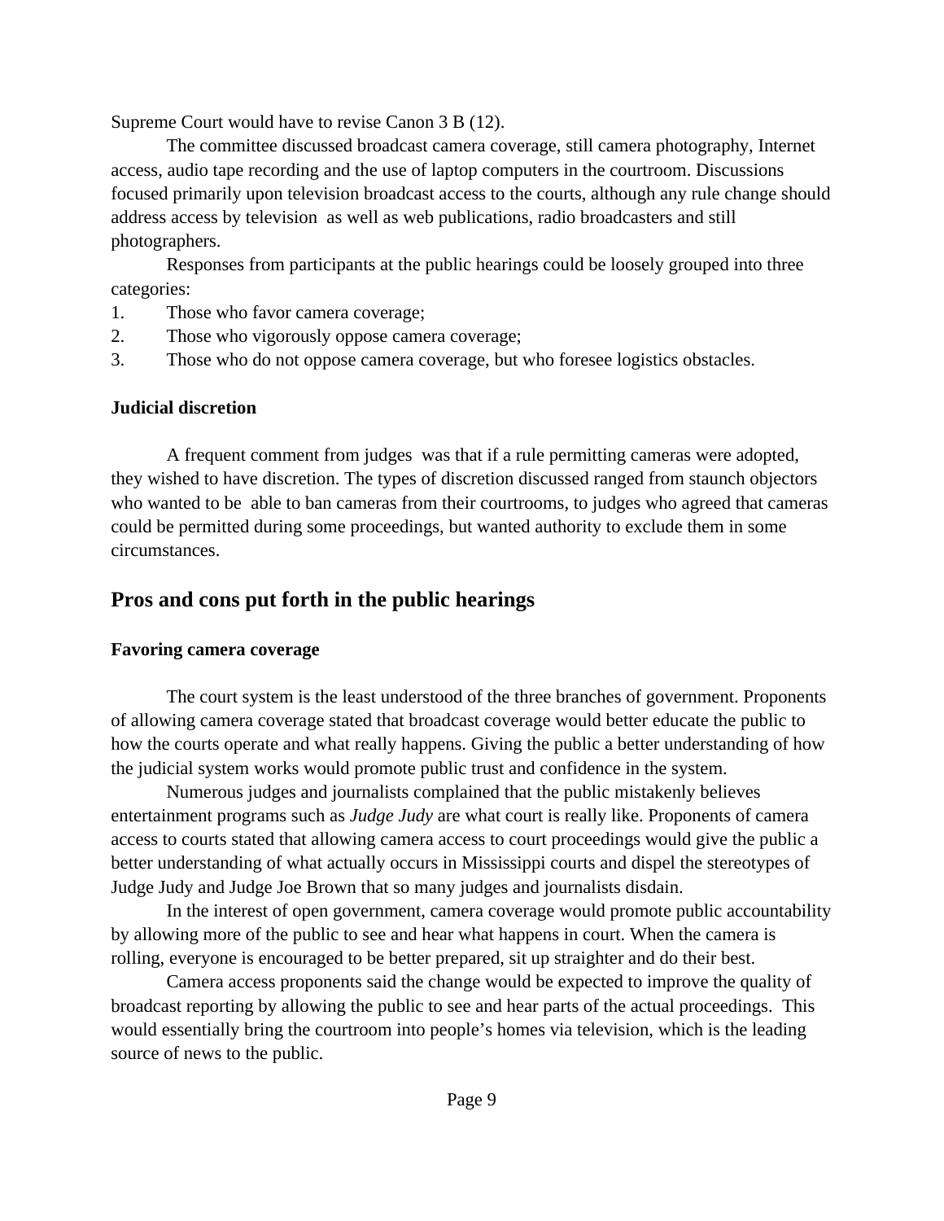Supreme Court would have to revise Canon 3 B (12).

The committee discussed broadcast camera coverage, still camera photography, Internet access, audio tape recording and the use of laptop computers in the courtroom. Discussions focused primarily upon television broadcast access to the courts, although any rule change should address access by television as well as web publications, radio broadcasters and still photographers.

Responses from participants at the public hearings could be loosely grouped into three categories:

1. Those who favor camera coverage;
2. Those who vigorously oppose camera coverage;
3. Those who do not oppose camera coverage, but who foresee logistics obstacles.

### Judicial discretion

A frequent comment from judges was that if a rule permitting cameras were adopted, they wished to have discretion. The types of discretion discussed ranged from staunch objectors who wanted to be able to ban cameras from their courtrooms, to judges who agreed that cameras could be permitted during some proceedings, but wanted authority to exclude them in some circumstances.

## Pros and cons put forth in the public hearings

### Favoring camera coverage

The court system is the least understood of the three branches of government. Proponents of allowing camera coverage stated that broadcast coverage would better educate the public to how the courts operate and what really happens. Giving the public a better understanding of how the judicial system works would promote public trust and confidence in the system.

Numerous judges and journalists complained that the public mistakenly believes entertainment programs such as *Judge Judy* are what court is really like. Proponents of camera access to courts stated that allowing camera access to court proceedings would give the public a better understanding of what actually occurs in Mississippi courts and dispel the stereotypes of Judge Judy and Judge Joe Brown that so many judges and journalists disdain.

In the interest of open government, camera coverage would promote public accountability by allowing more of the public to see and hear what happens in court. When the camera is rolling, everyone is encouraged to be better prepared, sit up straighter and do their best.

Camera access proponents said the change would be expected to improve the quality of broadcast reporting by allowing the public to see and hear parts of the actual proceedings. This would essentially bring the courtroom into people's homes via television, which is the leading source of news to the public.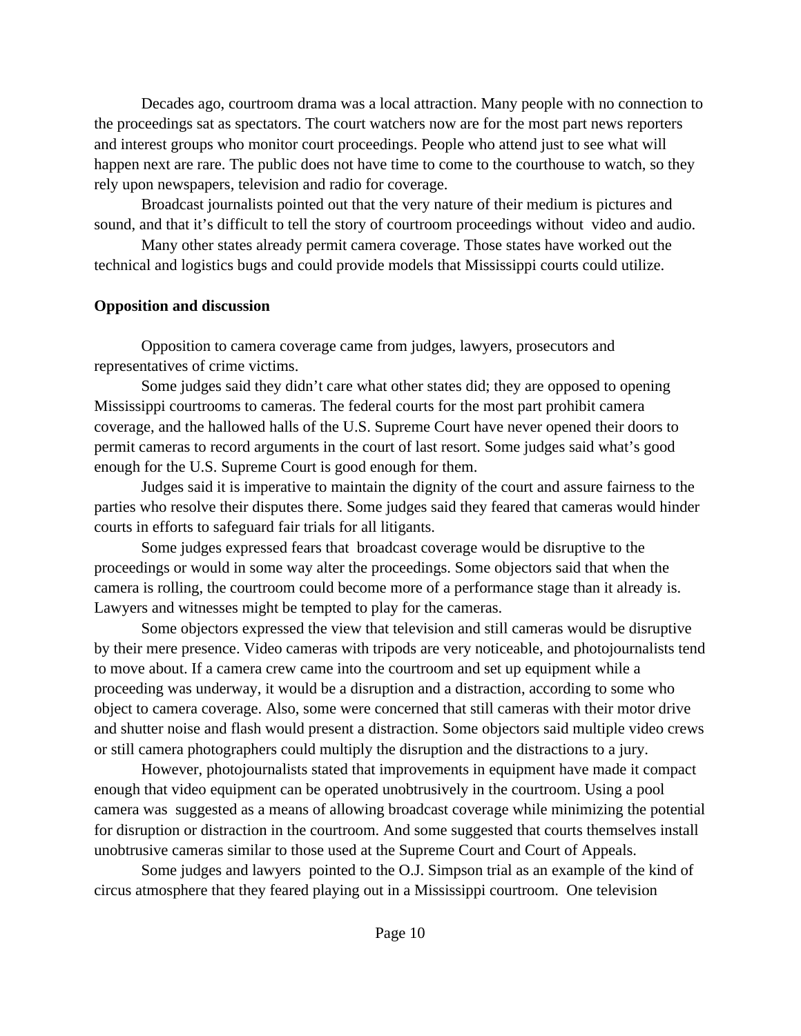Decades ago, courtroom drama was a local attraction. Many people with no connection to the proceedings sat as spectators. The court watchers now are for the most part news reporters and interest groups who monitor court proceedings. People who attend just to see what will happen next are rare. The public does not have time to come to the courthouse to watch, so they rely upon newspapers, television and radio for coverage.

Broadcast journalists pointed out that the very nature of their medium is pictures and sound, and that it's difficult to tell the story of courtroom proceedings without video and audio.

Many other states already permit camera coverage. Those states have worked out the technical and logistics bugs and could provide models that Mississippi courts could utilize.

**Opposition and discussion**

Opposition to camera coverage came from judges, lawyers, prosecutors and representatives of crime victims.

Some judges said they didn't care what other states did; they are opposed to opening Mississippi courtrooms to cameras. The federal courts for the most part prohibit camera coverage, and the hallowed halls of the U.S. Supreme Court have never opened their doors to permit cameras to record arguments in the court of last resort. Some judges said what's good enough for the U.S. Supreme Court is good enough for them.

Judges said it is imperative to maintain the dignity of the court and assure fairness to the parties who resolve their disputes there. Some judges said they feared that cameras would hinder courts in efforts to safeguard fair trials for all litigants.

Some judges expressed fears that broadcast coverage would be disruptive to the proceedings or would in some way alter the proceedings. Some objectors said that when the camera is rolling, the courtroom could become more of a performance stage than it already is. Lawyers and witnesses might be tempted to play for the cameras.

Some objectors expressed the view that television and still cameras would be disruptive by their mere presence. Video cameras with tripods are very noticeable, and photojournalists tend to move about. If a camera crew came into the courtroom and set up equipment while a proceeding was underway, it would be a disruption and a distraction, according to some who object to camera coverage. Also, some were concerned that still cameras with their motor drive and shutter noise and flash would present a distraction. Some objectors said multiple video crews or still camera photographers could multiply the disruption and the distractions to a jury.

However, photojournalists stated that improvements in equipment have made it compact enough that video equipment can be operated unobtrusively in the courtroom. Using a pool camera was suggested as a means of allowing broadcast coverage while minimizing the potential for disruption or distraction in the courtroom. And some suggested that courts themselves install unobtrusive cameras similar to those used at the Supreme Court and Court of Appeals.

Some judges and lawyers pointed to the O.J. Simpson trial as an example of the kind of circus atmosphere that they feared playing out in a Mississippi courtroom. One television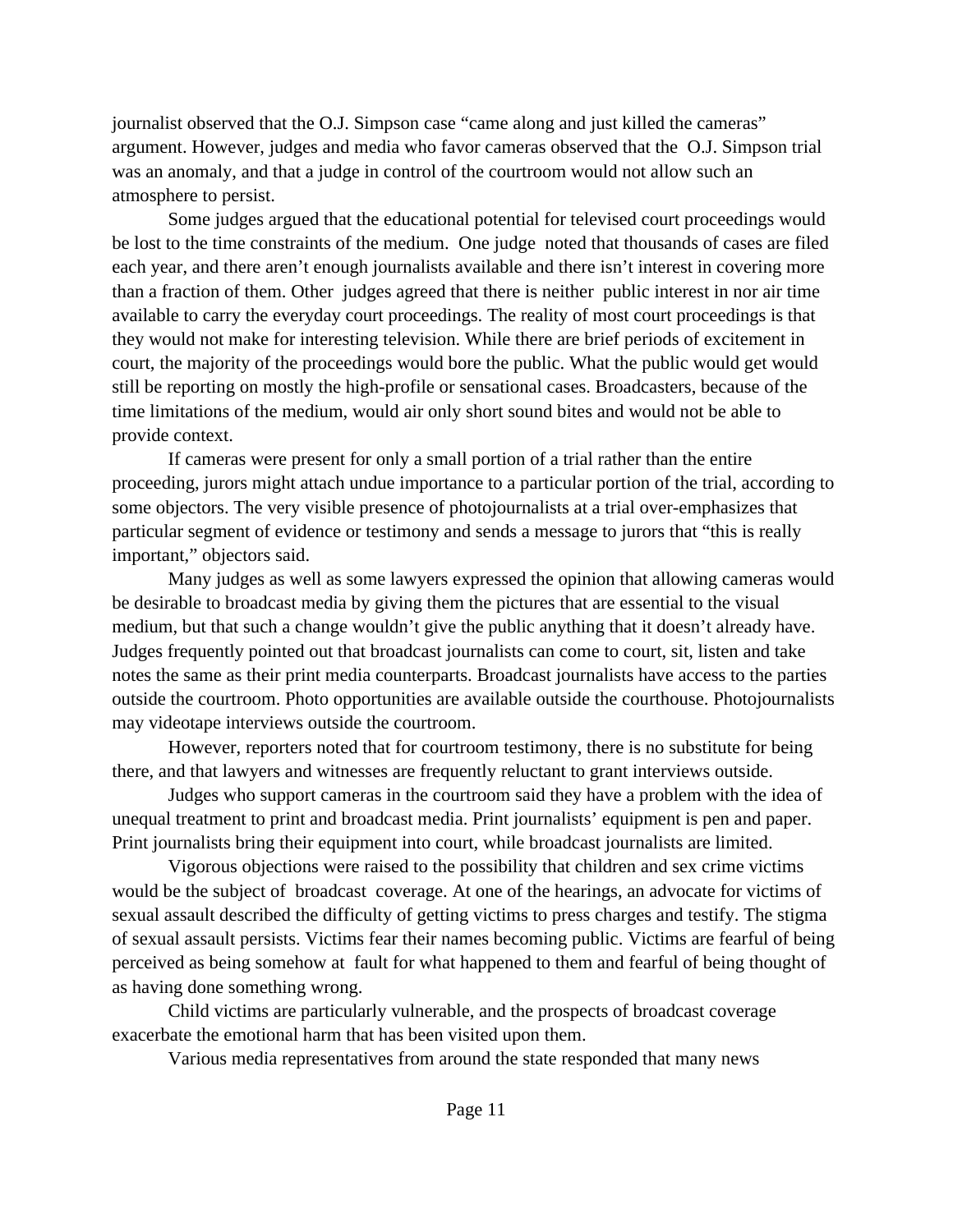journalist observed that the O.J. Simpson case "came along and just killed the cameras" argument. However, judges and media who favor cameras observed that the O.J. Simpson trial was an anomaly, and that a judge in control of the courtroom would not allow such an atmosphere to persist.

Some judges argued that the educational potential for televised court proceedings would be lost to the time constraints of the medium. One judge noted that thousands of cases are filed each year, and there aren't enough journalists available and there isn't interest in covering more than a fraction of them. Other judges agreed that there is neither public interest in nor air time available to carry the everyday court proceedings. The reality of most court proceedings is that they would not make for interesting television. While there are brief periods of excitement in court, the majority of the proceedings would bore the public. What the public would get would still be reporting on mostly the high-profile or sensational cases. Broadcasters, because of the time limitations of the medium, would air only short sound bites and would not be able to provide context.

If cameras were present for only a small portion of a trial rather than the entire proceeding, jurors might attach undue importance to a particular portion of the trial, according to some objectors. The very visible presence of photojournalists at a trial over-emphasizes that particular segment of evidence or testimony and sends a message to jurors that "this is really important," objectors said.

Many judges as well as some lawyers expressed the opinion that allowing cameras would be desirable to broadcast media by giving them the pictures that are essential to the visual medium, but that such a change wouldn't give the public anything that it doesn't already have. Judges frequently pointed out that broadcast journalists can come to court, sit, listen and take notes the same as their print media counterparts. Broadcast journalists have access to the parties outside the courtroom. Photo opportunities are available outside the courthouse. Photojournalists may videotape interviews outside the courtroom.

However, reporters noted that for courtroom testimony, there is no substitute for being there, and that lawyers and witnesses are frequently reluctant to grant interviews outside.

Judges who support cameras in the courtroom said they have a problem with the idea of unequal treatment to print and broadcast media. Print journalists' equipment is pen and paper. Print journalists bring their equipment into court, while broadcast journalists are limited.

Vigorous objections were raised to the possibility that children and sex crime victims would be the subject of broadcast coverage. At one of the hearings, an advocate for victims of sexual assault described the difficulty of getting victims to press charges and testify. The stigma of sexual assault persists. Victims fear their names becoming public. Victims are fearful of being perceived as being somehow at fault for what happened to them and fearful of being thought of as having done something wrong.

Child victims are particularly vulnerable, and the prospects of broadcast coverage exacerbate the emotional harm that has been visited upon them.

Various media representatives from around the state responded that many news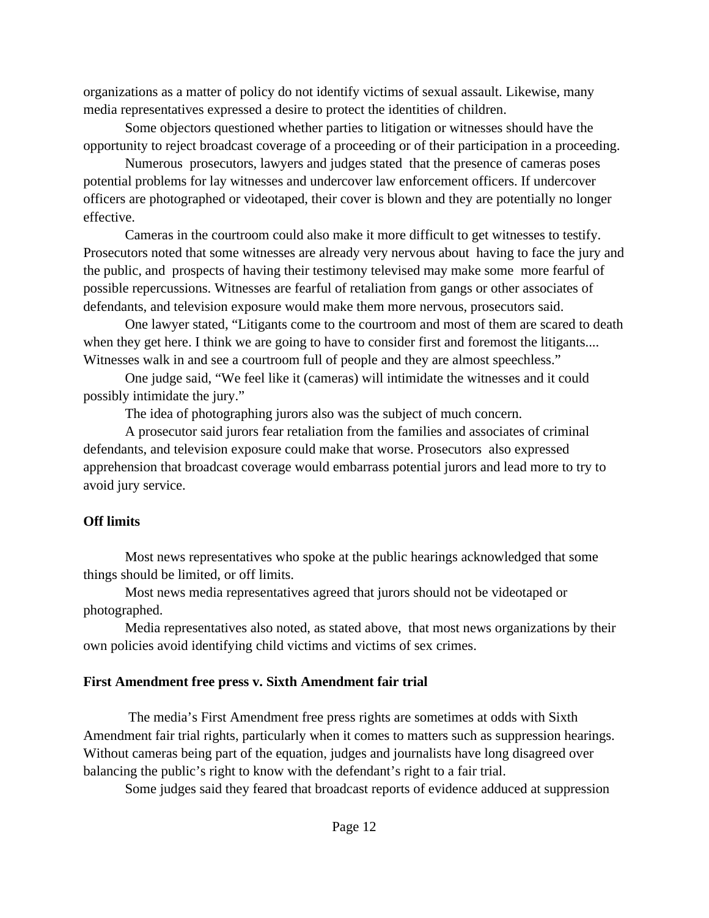organizations as a matter of policy do not identify victims of sexual assault. Likewise, many media representatives expressed a desire to protect the identities of children.

Some objectors questioned whether parties to litigation or witnesses should have the opportunity to reject broadcast coverage of a proceeding or of their participation in a proceeding.

Numerous prosecutors, lawyers and judges stated that the presence of cameras poses potential problems for lay witnesses and undercover law enforcement officers. If undercover officers are photographed or videotaped, their cover is blown and they are potentially no longer effective.

Cameras in the courtroom could also make it more difficult to get witnesses to testify. Prosecutors noted that some witnesses are already very nervous about having to face the jury and the public, and prospects of having their testimony televised may make some more fearful of possible repercussions. Witnesses are fearful of retaliation from gangs or other associates of defendants, and television exposure would make them more nervous, prosecutors said.

One lawyer stated, “Litigants come to the courtroom and most of them are scared to death when they get here. I think we are going to have to consider first and foremost the litigants.... Witnesses walk in and see a courtroom full of people and they are almost speechless.”

One judge said, “We feel like it (cameras) will intimidate the witnesses and it could possibly intimidate the jury.”

The idea of photographing jurors also was the subject of much concern.

A prosecutor said jurors fear retaliation from the families and associates of criminal defendants, and television exposure could make that worse. Prosecutors also expressed apprehension that broadcast coverage would embarrass potential jurors and lead more to try to avoid jury service.

**Off limits**

Most news representatives who spoke at the public hearings acknowledged that some things should be limited, or off limits.

Most news media representatives agreed that jurors should not be videotaped or photographed.

Media representatives also noted, as stated above, that most news organizations by their own policies avoid identifying child victims and victims of sex crimes.

**First Amendment free press v. Sixth Amendment fair trial**

The media’s First Amendment free press rights are sometimes at odds with Sixth Amendment fair trial rights, particularly when it comes to matters such as suppression hearings. Without cameras being part of the equation, judges and journalists have long disagreed over balancing the public’s right to know with the defendant’s right to a fair trial.

Some judges said they feared that broadcast reports of evidence adduced at suppression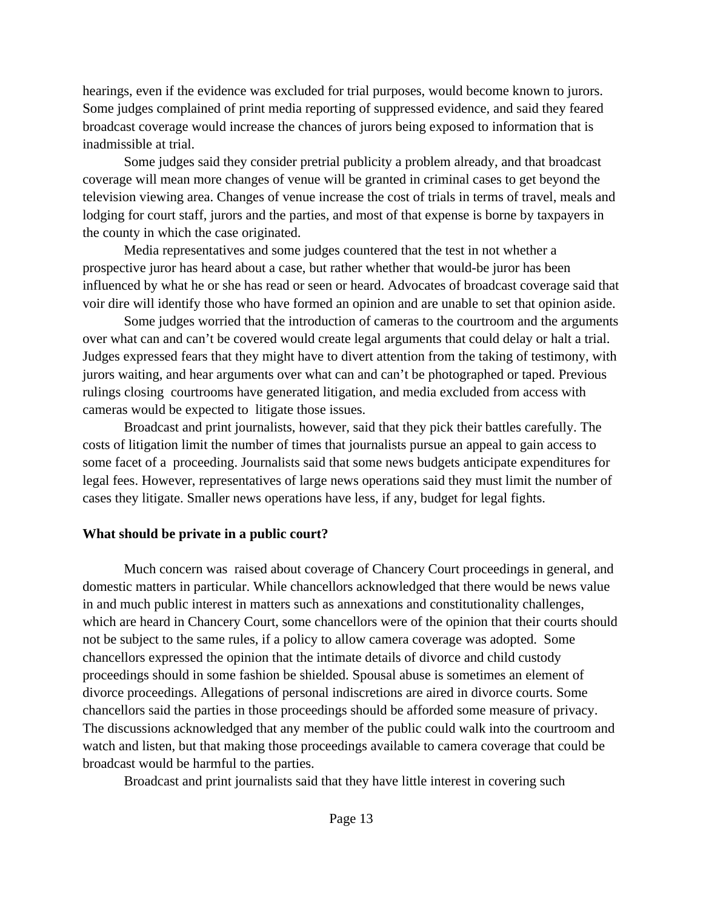hearings, even if the evidence was excluded for trial purposes, would become known to jurors. Some judges complained of print media reporting of suppressed evidence, and said they feared broadcast coverage would increase the chances of jurors being exposed to information that is inadmissible at trial.

Some judges said they consider pretrial publicity a problem already, and that broadcast coverage will mean more changes of venue will be granted in criminal cases to get beyond the television viewing area. Changes of venue increase the cost of trials in terms of travel, meals and lodging for court staff, jurors and the parties, and most of that expense is borne by taxpayers in the county in which the case originated.

Media representatives and some judges countered that the test in not whether a prospective juror has heard about a case, but rather whether that would-be juror has been influenced by what he or she has read or seen or heard. Advocates of broadcast coverage said that voir dire will identify those who have formed an opinion and are unable to set that opinion aside.

Some judges worried that the introduction of cameras to the courtroom and the arguments over what can and can't be covered would create legal arguments that could delay or halt a trial. Judges expressed fears that they might have to divert attention from the taking of testimony, with jurors waiting, and hear arguments over what can and can't be photographed or taped. Previous rulings closing courtrooms have generated litigation, and media excluded from access with cameras would be expected to litigate those issues.

Broadcast and print journalists, however, said that they pick their battles carefully. The costs of litigation limit the number of times that journalists pursue an appeal to gain access to some facet of a proceeding. Journalists said that some news budgets anticipate expenditures for legal fees. However, representatives of large news operations said they must limit the number of cases they litigate. Smaller news operations have less, if any, budget for legal fights.

**What should be private in a public court?**

Much concern was raised about coverage of Chancery Court proceedings in general, and domestic matters in particular. While chancellors acknowledged that there would be news value in and much public interest in matters such as annexations and constitutionality challenges, which are heard in Chancery Court, some chancellors were of the opinion that their courts should not be subject to the same rules, if a policy to allow camera coverage was adopted. Some chancellors expressed the opinion that the intimate details of divorce and child custody proceedings should in some fashion be shielded. Spousal abuse is sometimes an element of divorce proceedings. Allegations of personal indiscretions are aired in divorce courts. Some chancellors said the parties in those proceedings should be afforded some measure of privacy. The discussions acknowledged that any member of the public could walk into the courtroom and watch and listen, but that making those proceedings available to camera coverage that could be broadcast would be harmful to the parties.

Broadcast and print journalists said that they have little interest in covering such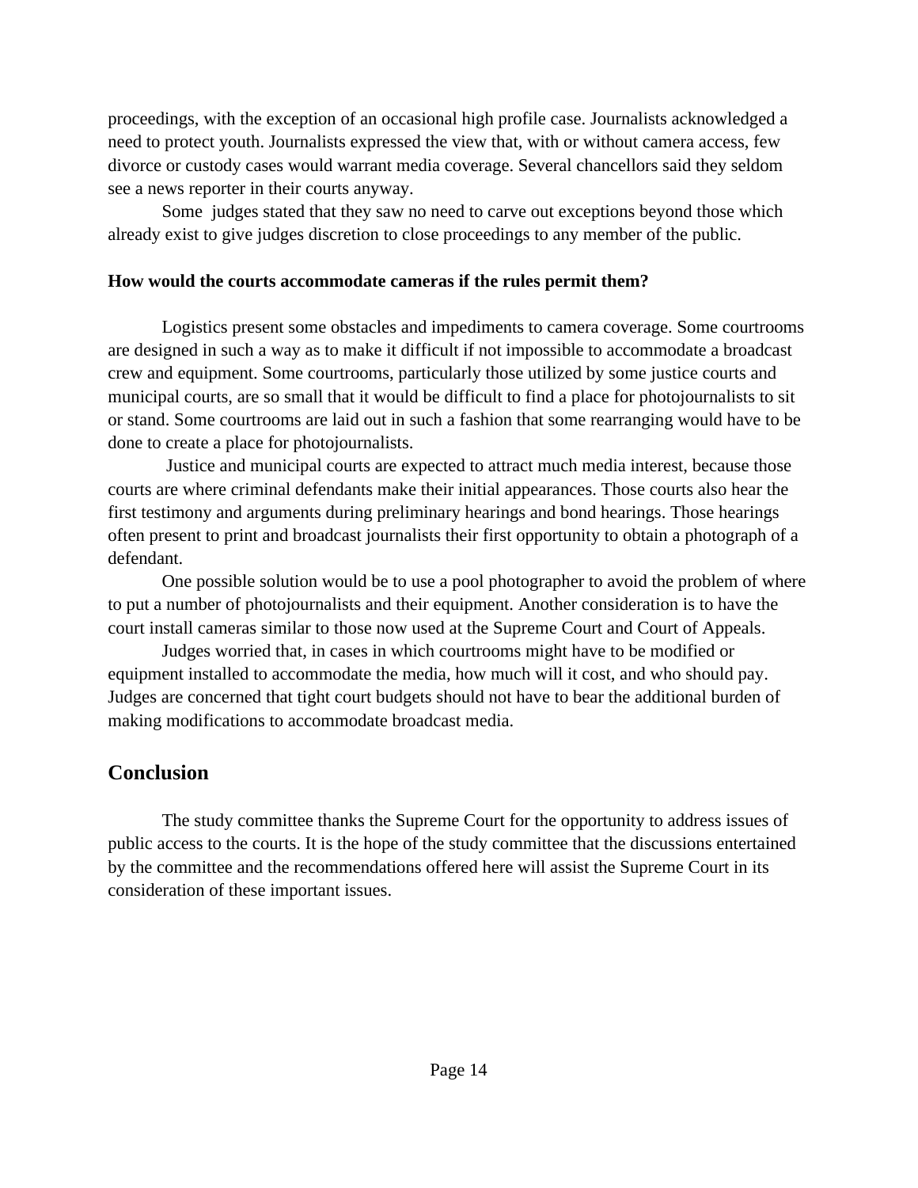proceedings, with the exception of an occasional high profile case. Journalists acknowledged a need to protect youth. Journalists expressed the view that, with or without camera access, few divorce or custody cases would warrant media coverage. Several chancellors said they seldom see a news reporter in their courts anyway.

Some judges stated that they saw no need to carve out exceptions beyond those which already exist to give judges discretion to close proceedings to any member of the public.

**How would the courts accommodate cameras if the rules permit them?**

Logistics present some obstacles and impediments to camera coverage. Some courtrooms are designed in such a way as to make it difficult if not impossible to accommodate a broadcast crew and equipment. Some courtrooms, particularly those utilized by some justice courts and municipal courts, are so small that it would be difficult to find a place for photojournalists to sit or stand. Some courtrooms are laid out in such a fashion that some rearranging would have to be done to create a place for photojournalists.

Justice and municipal courts are expected to attract much media interest, because those courts are where criminal defendants make their initial appearances. Those courts also hear the first testimony and arguments during preliminary hearings and bond hearings. Those hearings often present to print and broadcast journalists their first opportunity to obtain a photograph of a defendant.

One possible solution would be to use a pool photographer to avoid the problem of where to put a number of photojournalists and their equipment. Another consideration is to have the court install cameras similar to those now used at the Supreme Court and Court of Appeals.

Judges worried that, in cases in which courtrooms might have to be modified or equipment installed to accommodate the media, how much will it cost, and who should pay. Judges are concerned that tight court budgets should not have to bear the additional burden of making modifications to accommodate broadcast media.

## Conclusion

The study committee thanks the Supreme Court for the opportunity to address issues of public access to the courts. It is the hope of the study committee that the discussions entertained by the committee and the recommendations offered here will assist the Supreme Court in its consideration of these important issues.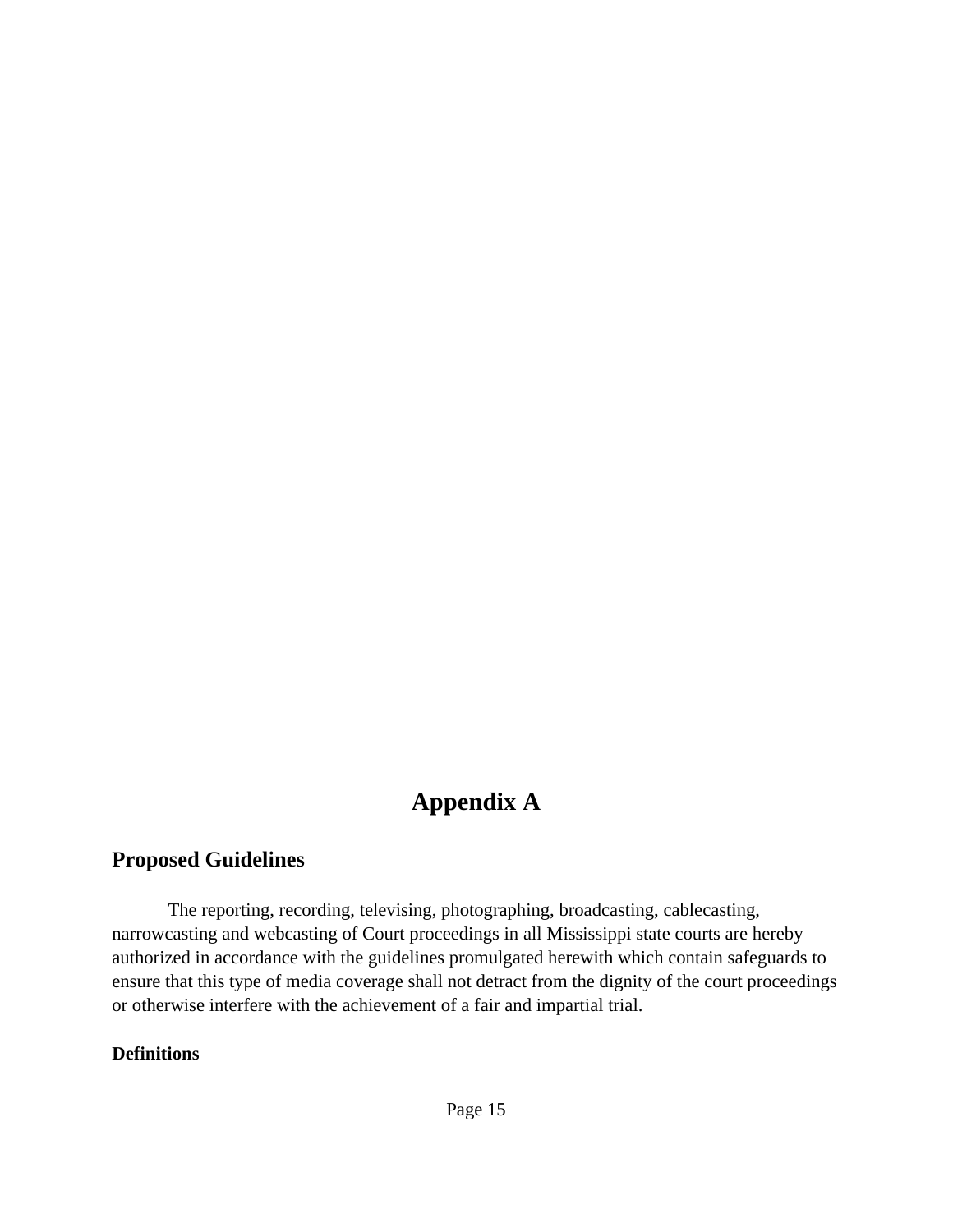# Appendix A

## Proposed Guidelines

The reporting, recording, televising, photographing, broadcasting, cablecasting, narrowcasting and webcasting of Court proceedings in all Mississippi state courts are hereby authorized in accordance with the guidelines promulgated herewith which contain safeguards to ensure that this type of media coverage shall not detract from the dignity of the court proceedings or otherwise interfere with the achievement of a fair and impartial trial.

**Definitions**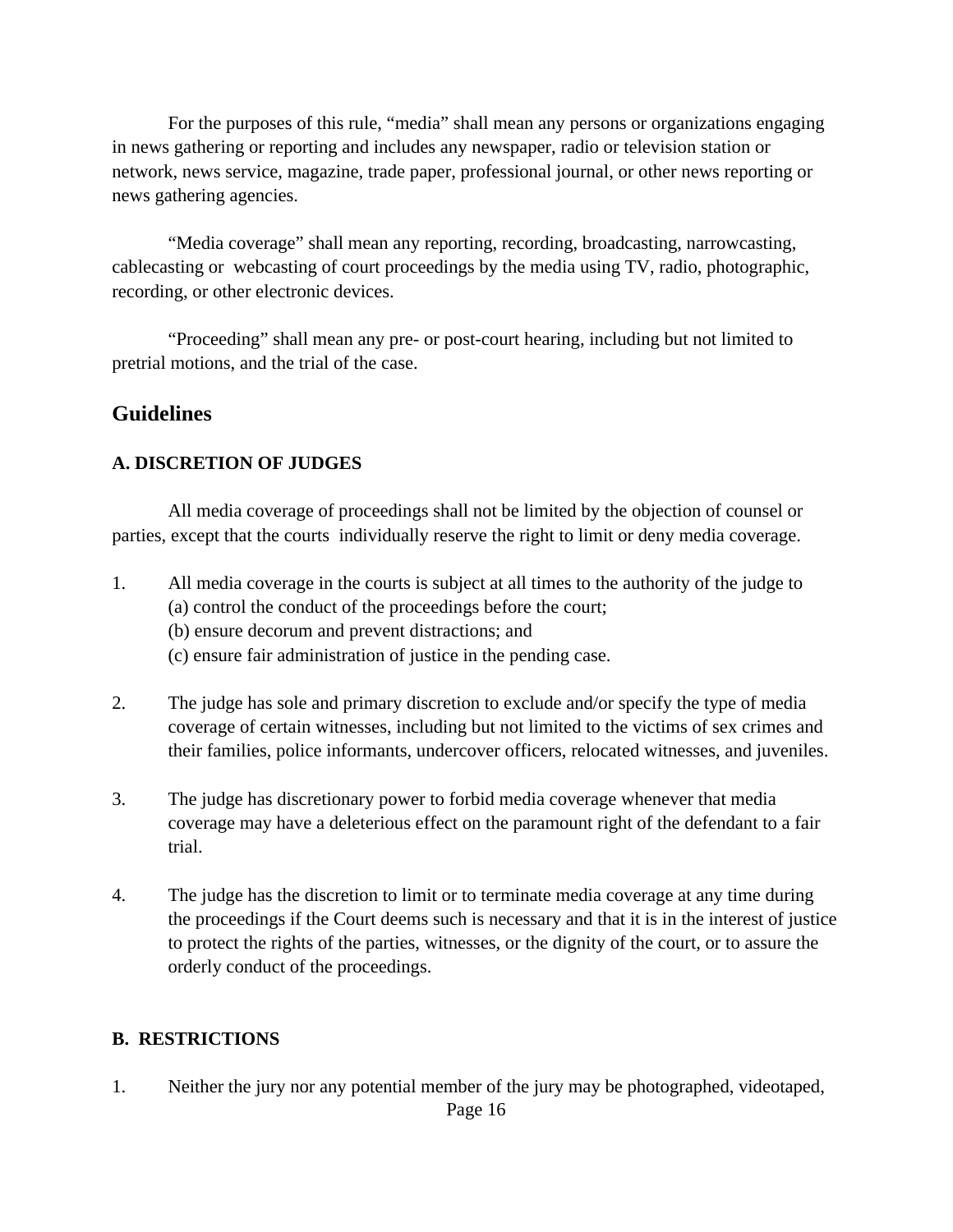For the purposes of this rule, "media" shall mean any persons or organizations engaging in news gathering or reporting and includes any newspaper, radio or television station or network, news service, magazine, trade paper, professional journal, or other news reporting or news gathering agencies.

"Media coverage" shall mean any reporting, recording, broadcasting, narrowcasting, cablecasting or webcasting of court proceedings by the media using TV, radio, photographic, recording, or other electronic devices.

"Proceeding" shall mean any pre- or post-court hearing, including but not limited to pretrial motions, and the trial of the case.

## Guidelines

### A. DISCRETION OF JUDGES

All media coverage of proceedings shall not be limited by the objection of counsel or parties, except that the courts individually reserve the right to limit or deny media coverage.

1. All media coverage in the courts is subject at all times to the authority of the judge to
   (a) control the conduct of the proceedings before the court;
   (b) ensure decorum and prevent distractions; and
   (c) ensure fair administration of justice in the pending case.

2. The judge has sole and primary discretion to exclude and/or specify the type of media coverage of certain witnesses, including but not limited to the victims of sex crimes and their families, police informants, undercover officers, relocated witnesses, and juveniles.

3. The judge has discretionary power to forbid media coverage whenever that media coverage may have a deleterious effect on the paramount right of the defendant to a fair trial.

4. The judge has the discretion to limit or to terminate media coverage at any time during the proceedings if the Court deems such is necessary and that it is in the interest of justice to protect the rights of the parties, witnesses, or the dignity of the court, or to assure the orderly conduct of the proceedings.

### B. RESTRICTIONS

1. Neither the jury nor any potential member of the jury may be photographed, videotaped,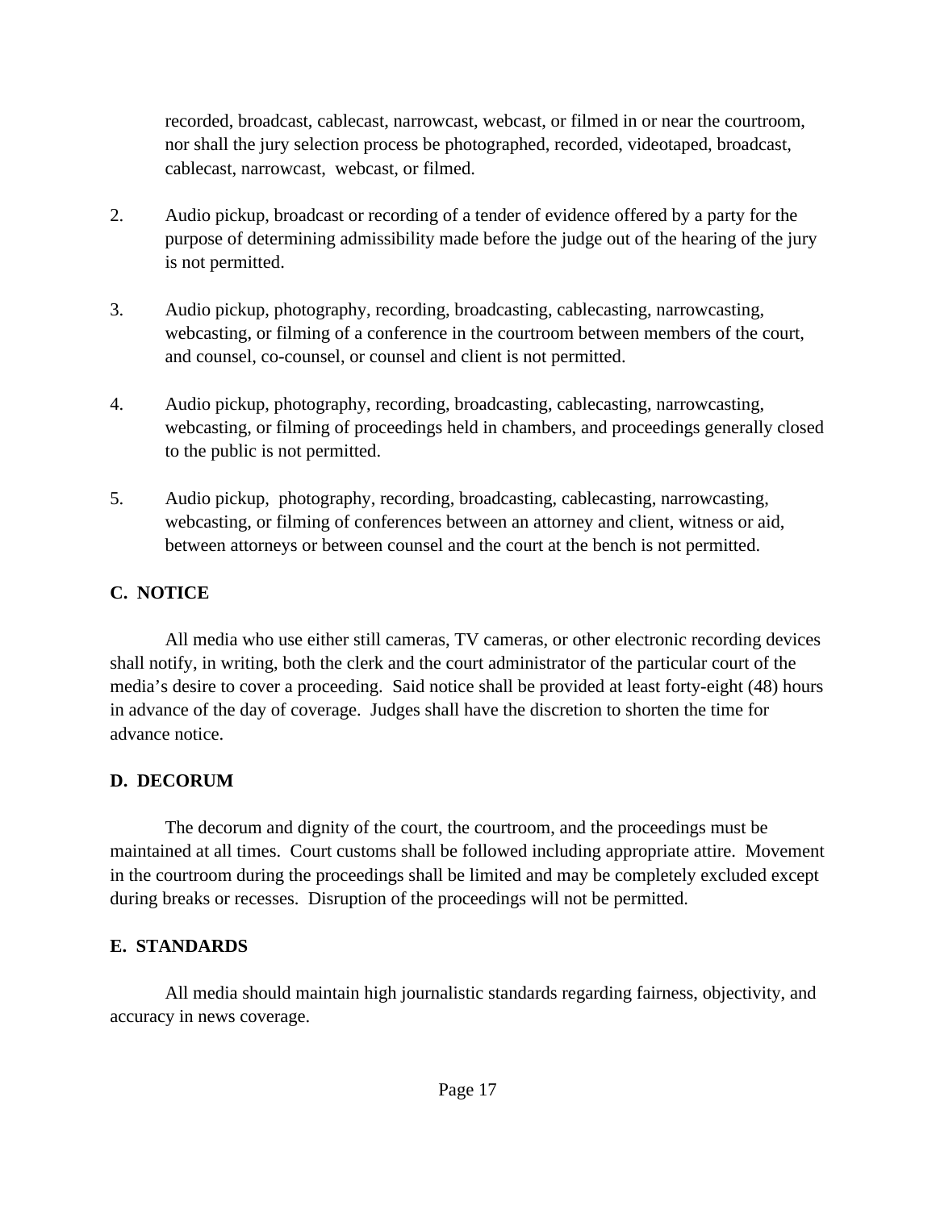recorded, broadcast, cablecast, narrowcast, webcast, or filmed in or near the courtroom, nor shall the jury selection process be photographed, recorded, videotaped, broadcast, cablecast, narrowcast, webcast, or filmed.

2. Audio pickup, broadcast or recording of a tender of evidence offered by a party for the purpose of determining admissibility made before the judge out of the hearing of the jury is not permitted.

3. Audio pickup, photography, recording, broadcasting, cablecasting, narrowcasting, webcasting, or filming of a conference in the courtroom between members of the court, and counsel, co-counsel, or counsel and client is not permitted.

4. Audio pickup, photography, recording, broadcasting, cablecasting, narrowcasting, webcasting, or filming of proceedings held in chambers, and proceedings generally closed to the public is not permitted.

5. Audio pickup, photography, recording, broadcasting, cablecasting, narrowcasting, webcasting, or filming of conferences between an attorney and client, witness or aid, between attorneys or between counsel and the court at the bench is not permitted.

**C. NOTICE**

All media who use either still cameras, TV cameras, or other electronic recording devices shall notify, in writing, both the clerk and the court administrator of the particular court of the media's desire to cover a proceeding. Said notice shall be provided at least forty-eight (48) hours in advance of the day of coverage. Judges shall have the discretion to shorten the time for advance notice.

**D. DECORUM**

The decorum and dignity of the court, the courtroom, and the proceedings must be maintained at all times. Court customs shall be followed including appropriate attire. Movement in the courtroom during the proceedings shall be limited and may be completely excluded except during breaks or recesses. Disruption of the proceedings will not be permitted.

**E. STANDARDS**

All media should maintain high journalistic standards regarding fairness, objectivity, and accuracy in news coverage.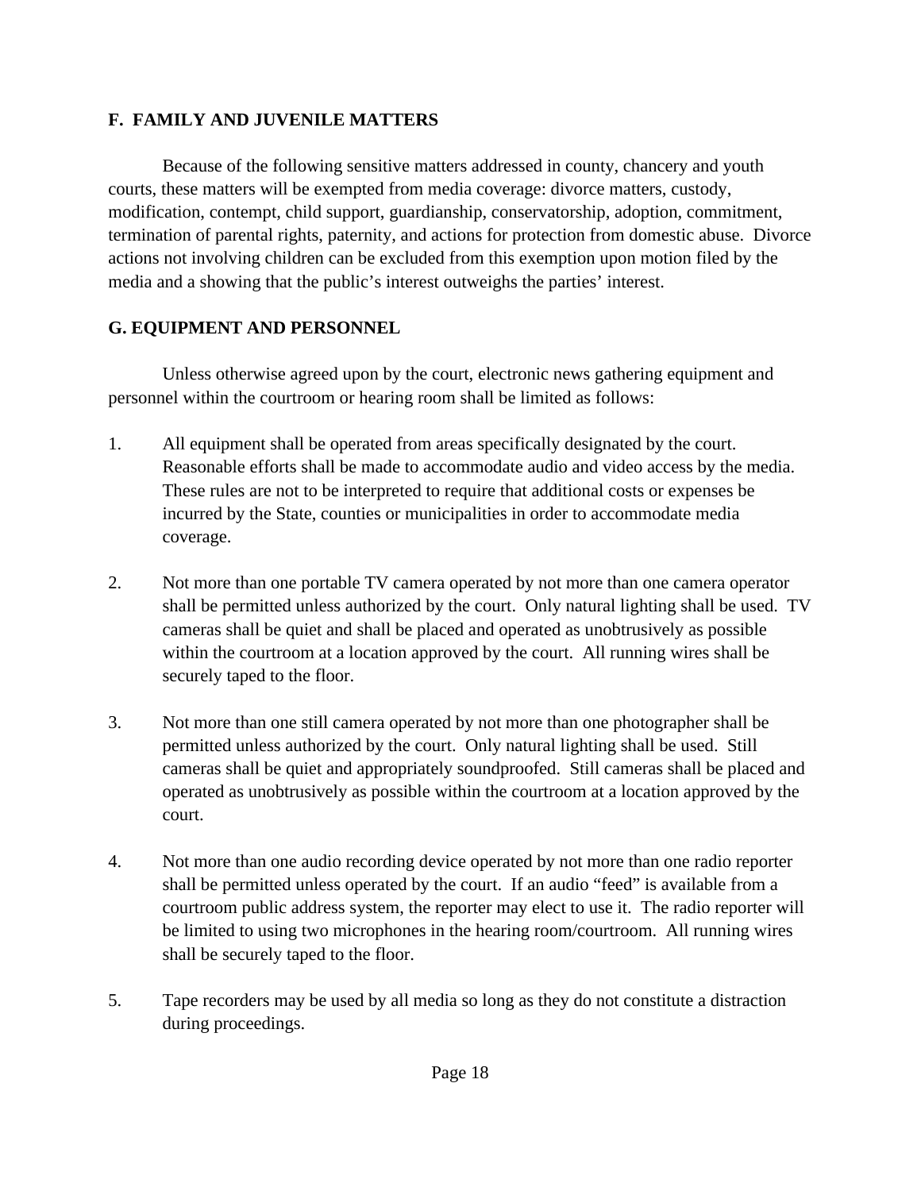## F. FAMILY AND JUVENILE MATTERS

Because of the following sensitive matters addressed in county, chancery and youth courts, these matters will be exempted from media coverage: divorce matters, custody, modification, contempt, child support, guardianship, conservatorship, adoption, commitment, termination of parental rights, paternity, and actions for protection from domestic abuse. Divorce actions not involving children can be excluded from this exemption upon motion filed by the media and a showing that the public's interest outweighs the parties' interest.

## G. EQUIPMENT AND PERSONNEL

Unless otherwise agreed upon by the court, electronic news gathering equipment and personnel within the courtroom or hearing room shall be limited as follows:

1. All equipment shall be operated from areas specifically designated by the court. Reasonable efforts shall be made to accommodate audio and video access by the media. These rules are not to be interpreted to require that additional costs or expenses be incurred by the State, counties or municipalities in order to accommodate media coverage.

2. Not more than one portable TV camera operated by not more than one camera operator shall be permitted unless authorized by the court. Only natural lighting shall be used. TV cameras shall be quiet and shall be placed and operated as unobtrusively as possible within the courtroom at a location approved by the court. All running wires shall be securely taped to the floor.

3. Not more than one still camera operated by not more than one photographer shall be permitted unless authorized by the court. Only natural lighting shall be used. Still cameras shall be quiet and appropriately soundproofed. Still cameras shall be placed and operated as unobtrusively as possible within the courtroom at a location approved by the court.

4. Not more than one audio recording device operated by not more than one radio reporter shall be permitted unless operated by the court. If an audio "feed" is available from a courtroom public address system, the reporter may elect to use it. The radio reporter will be limited to using two microphones in the hearing room/courtroom. All running wires shall be securely taped to the floor.

5. Tape recorders may be used by all media so long as they do not constitute a distraction during proceedings.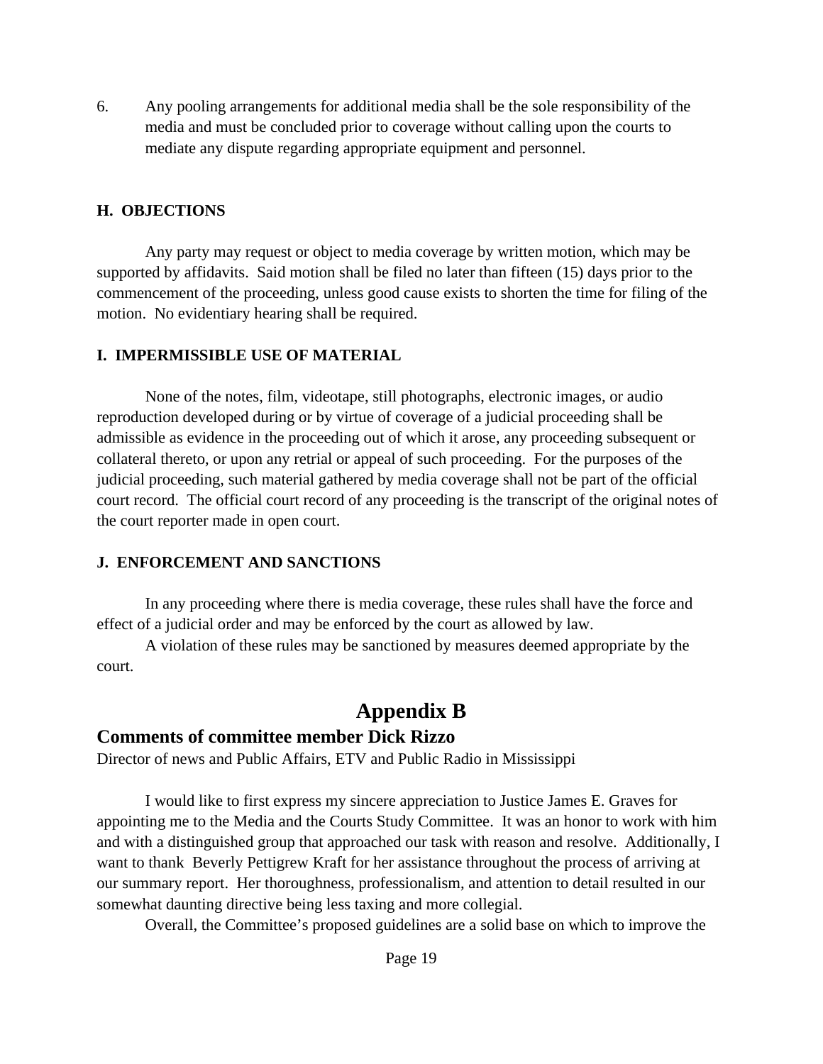6. Any pooling arrangements for additional media shall be the sole responsibility of the media and must be concluded prior to coverage without calling upon the courts to mediate any dispute regarding appropriate equipment and personnel.

### H. OBJECTIONS

Any party may request or object to media coverage by written motion, which may be supported by affidavits. Said motion shall be filed no later than fifteen (15) days prior to the commencement of the proceeding, unless good cause exists to shorten the time for filing of the motion. No evidentiary hearing shall be required.

### I. IMPERMISSIBLE USE OF MATERIAL

None of the notes, film, videotape, still photographs, electronic images, or audio reproduction developed during or by virtue of coverage of a judicial proceeding shall be admissible as evidence in the proceeding out of which it arose, any proceeding subsequent or collateral thereto, or upon any retrial or appeal of such proceeding. For the purposes of the judicial proceeding, such material gathered by media coverage shall not be part of the official court record. The official court record of any proceeding is the transcript of the original notes of the court reporter made in open court.

### J. ENFORCEMENT AND SANCTIONS

In any proceeding where there is media coverage, these rules shall have the force and effect of a judicial order and may be enforced by the court as allowed by law.

A violation of these rules may be sanctioned by measures deemed appropriate by the court.

# Appendix B

## Comments of committee member Dick Rizzo

Director of news and Public Affairs, ETV and Public Radio in Mississippi

I would like to first express my sincere appreciation to Justice James E. Graves for appointing me to the Media and the Courts Study Committee. It was an honor to work with him and with a distinguished group that approached our task with reason and resolve. Additionally, I want to thank Beverly Pettigrew Kraft for her assistance throughout the process of arriving at our summary report. Her thoroughness, professionalism, and attention to detail resulted in our somewhat daunting directive being less taxing and more collegial.

Overall, the Committee's proposed guidelines are a solid base on which to improve the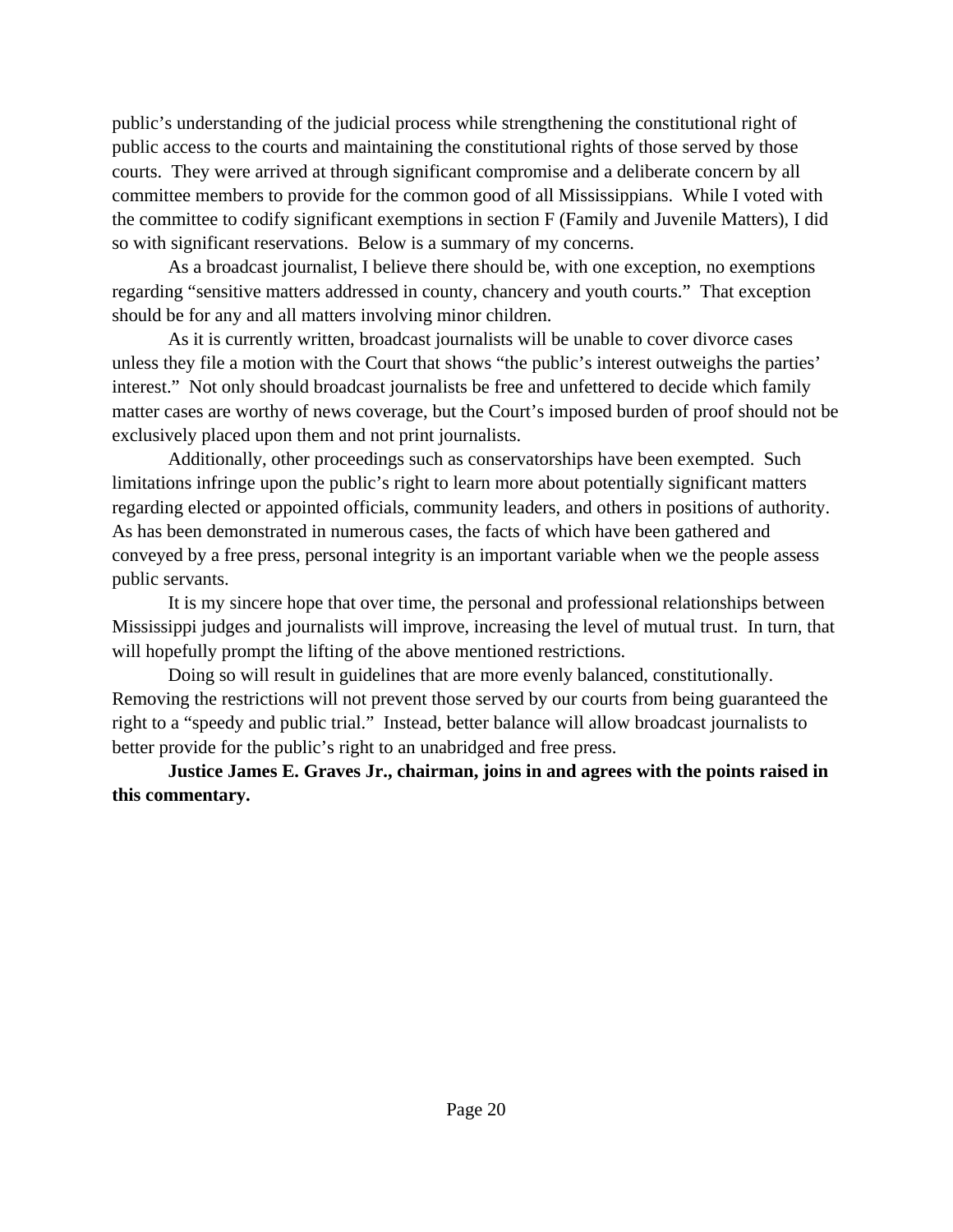public's understanding of the judicial process while strengthening the constitutional right of public access to the courts and maintaining the constitutional rights of those served by those courts. They were arrived at through significant compromise and a deliberate concern by all committee members to provide for the common good of all Mississippians. While I voted with the committee to codify significant exemptions in section F (Family and Juvenile Matters), I did so with significant reservations. Below is a summary of my concerns.

As a broadcast journalist, I believe there should be, with one exception, no exemptions regarding "sensitive matters addressed in county, chancery and youth courts." That exception should be for any and all matters involving minor children.

As it is currently written, broadcast journalists will be unable to cover divorce cases unless they file a motion with the Court that shows "the public's interest outweighs the parties' interest." Not only should broadcast journalists be free and unfettered to decide which family matter cases are worthy of news coverage, but the Court's imposed burden of proof should not be exclusively placed upon them and not print journalists.

Additionally, other proceedings such as conservatorships have been exempted. Such limitations infringe upon the public's right to learn more about potentially significant matters regarding elected or appointed officials, community leaders, and others in positions of authority. As has been demonstrated in numerous cases, the facts of which have been gathered and conveyed by a free press, personal integrity is an important variable when we the people assess public servants.

It is my sincere hope that over time, the personal and professional relationships between Mississippi judges and journalists will improve, increasing the level of mutual trust. In turn, that will hopefully prompt the lifting of the above mentioned restrictions.

Doing so will result in guidelines that are more evenly balanced, constitutionally. Removing the restrictions will not prevent those served by our courts from being guaranteed the right to a "speedy and public trial." Instead, better balance will allow broadcast journalists to better provide for the public's right to an unabridged and free press.

**Justice James E. Graves Jr., chairman, joins in and agrees with the points raised in this commentary.**